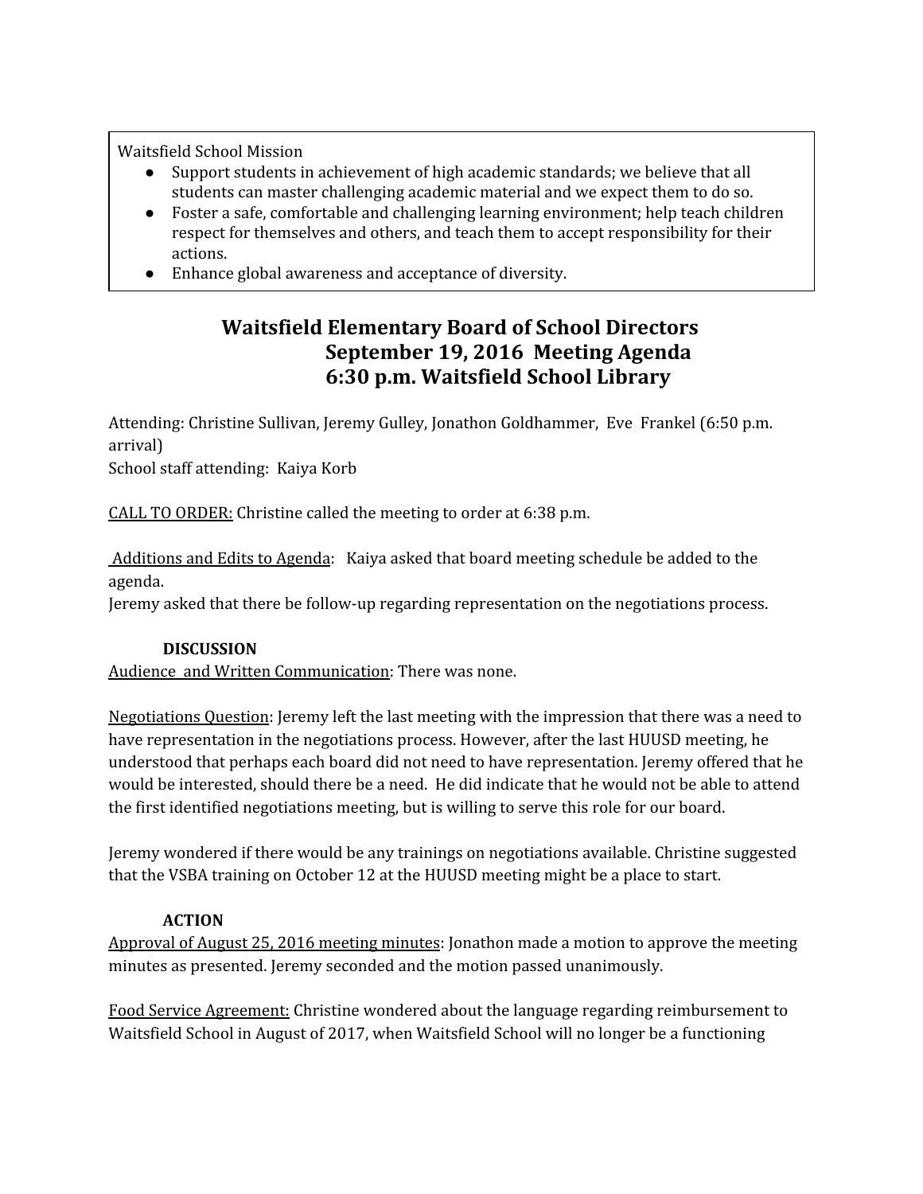Waitsfield School Mission

- Support students in achievement of high academic standards; we believe that all students can master challenging academic material and we expect them to do so.
- Foster a safe, comfortable and challenging learning environment; help teach children respect for themselves and others, and teach them to accept responsibility for their actions.
- Enhance global awareness and acceptance of diversity.

# Waitsfield Elementary Board of School Directors
## September 19, 2016 Meeting Agenda
## 6:30 p.m. Waitsfield School Library

Attending: Christine Sullivan, Jeremy Gulley, Jonathon Goldhammer, Eve Frankel (6:50 p.m. arrival)
School staff attending: Kaiya Korb

CALL TO ORDER: Christine called the meeting to order at 6:38 p.m.

Additions and Edits to Agenda: Kaiya asked that board meeting schedule be added to the agenda.
Jeremy asked that there be follow-up regarding representation on the negotiations process.

**DISCUSSION**

Audience and Written Communication: There was none.

Negotiations Question: Jeremy left the last meeting with the impression that there was a need to have representation in the negotiations process. However, after the last HUUSD meeting, he understood that perhaps each board did not need to have representation. Jeremy offered that he would be interested, should there be a need. He did indicate that he would not be able to attend the first identified negotiations meeting, but is willing to serve this role for our board.

Jeremy wondered if there would be any trainings on negotiations available. Christine suggested that the VSBA training on October 12 at the HUUSD meeting might be a place to start.

**ACTION**

Approval of August 25, 2016 meeting minutes: Jonathon made a motion to approve the meeting minutes as presented. Jeremy seconded and the motion passed unanimously.

Food Service Agreement: Christine wondered about the language regarding reimbursement to Waitsfield School in August of 2017, when Waitsfield School will no longer be a functioning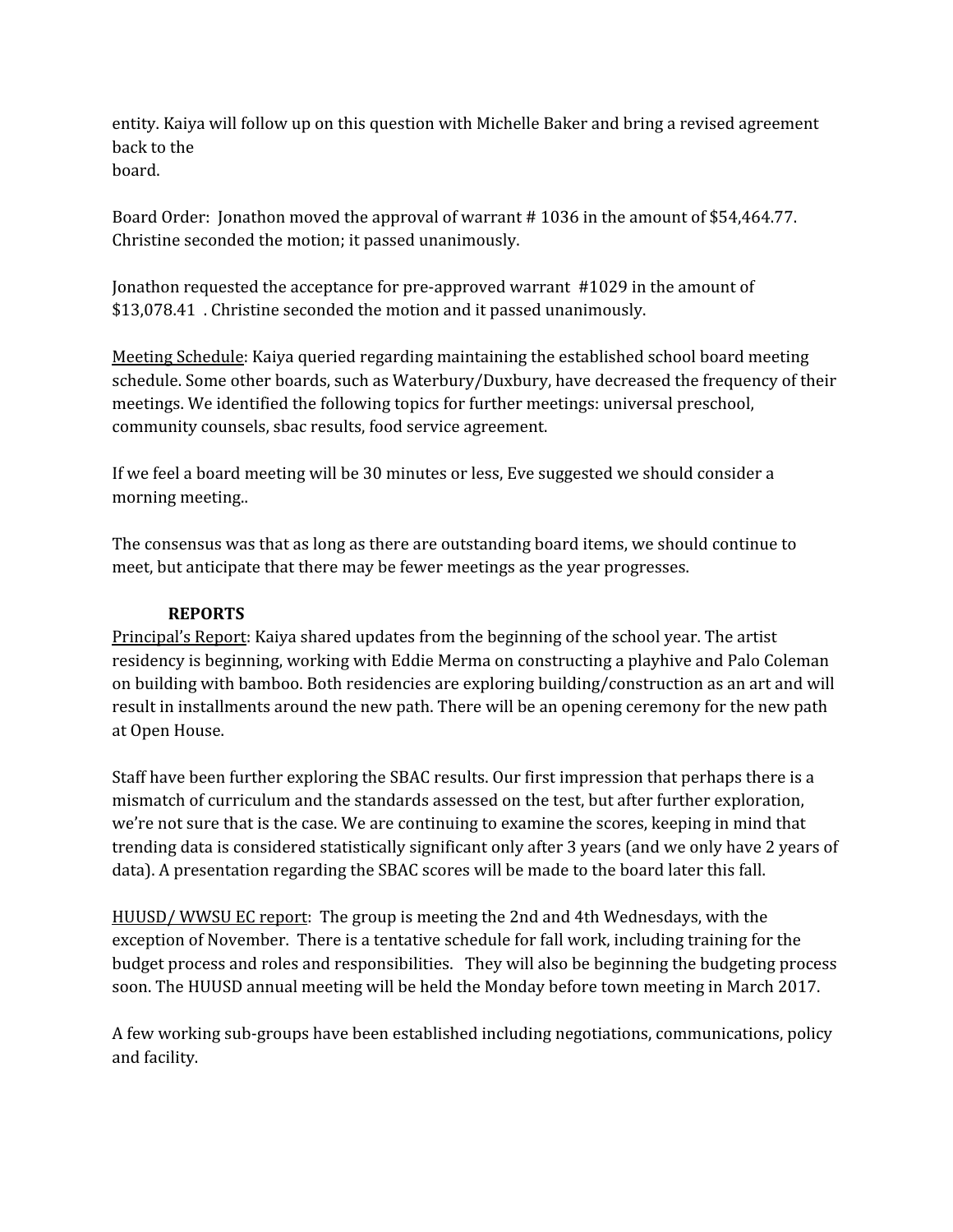entity. Kaiya will follow up on this question with Michelle Baker and bring a revised agreement back to the board.

Board Order: Jonathon moved the approval of warrant # 1036 in the amount of $54,464.77. Christine seconded the motion; it passed unanimously.

Jonathon requested the acceptance for pre-approved warrant #1029 in the amount of $13,078.41 . Christine seconded the motion and it passed unanimously.

Meeting Schedule: Kaiya queried regarding maintaining the established school board meeting schedule. Some other boards, such as Waterbury/Duxbury, have decreased the frequency of their meetings. We identified the following topics for further meetings: universal preschool, community counsels, sbac results, food service agreement.

If we feel a board meeting will be 30 minutes or less, Eve suggested we should consider a morning meeting..

The consensus was that as long as there are outstanding board items, we should continue to meet, but anticipate that there may be fewer meetings as the year progresses.

**REPORTS**

Principal's Report: Kaiya shared updates from the beginning of the school year. The artist residency is beginning, working with Eddie Merma on constructing a playhive and Palo Coleman on building with bamboo. Both residencies are exploring building/construction as an art and will result in installments around the new path. There will be an opening ceremony for the new path at Open House.

Staff have been further exploring the SBAC results. Our first impression that perhaps there is a mismatch of curriculum and the standards assessed on the test, but after further exploration, we're not sure that is the case. We are continuing to examine the scores, keeping in mind that trending data is considered statistically significant only after 3 years (and we only have 2 years of data). A presentation regarding the SBAC scores will be made to the board later this fall.

HUUSD/ WWSU EC report: The group is meeting the 2nd and 4th Wednesdays, with the exception of November. There is a tentative schedule for fall work, including training for the budget process and roles and responsibilities. They will also be beginning the budgeting process soon. The HUUSD annual meeting will be held the Monday before town meeting in March 2017.

A few working sub-groups have been established including negotiations, communications, policy and facility.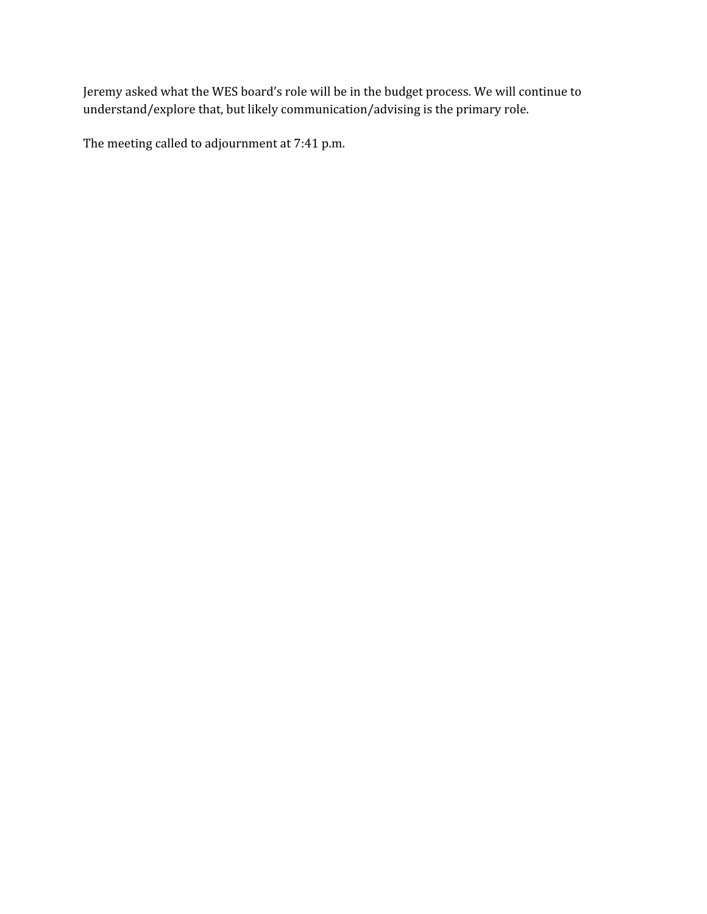Jeremy asked what the WES board's role will be in the budget process. We will continue to understand/explore that, but likely communication/advising is the primary role.

The meeting called to adjournment at 7:41 p.m.